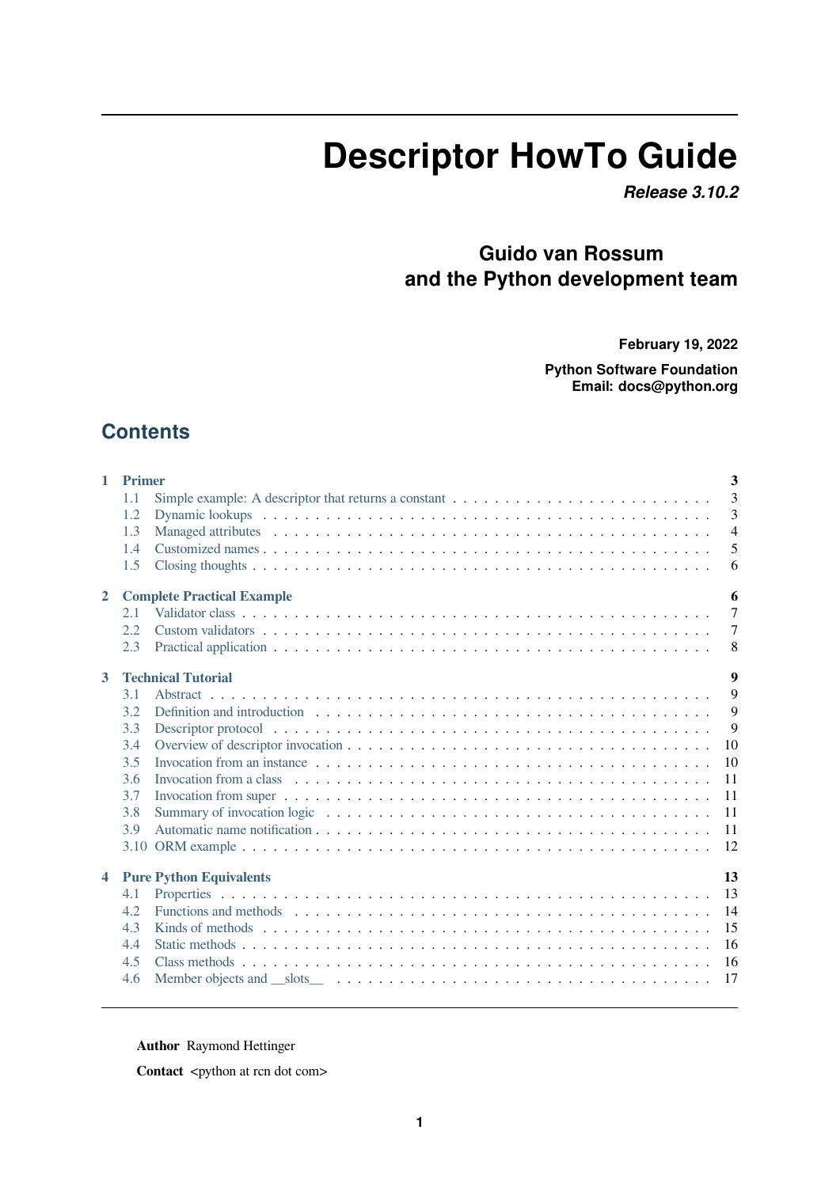# Descriptor HowTo Guide

***Release 3.10.2***

**Guido van Rossum**
**and the Python development team**

**February 19, 2022**

**Python Software Foundation**
**Email: docs@python.org**

## Contents

- **1 Primer** — 3
  - 1.1 Simple example: A descriptor that returns a constant — 3
  - 1.2 Dynamic lookups — 3
  - 1.3 Managed attributes — 4
  - 1.4 Customized names — 5
  - 1.5 Closing thoughts — 6
- **2 Complete Practical Example** — 6
  - 2.1 Validator class — 7
  - 2.2 Custom validators — 7
  - 2.3 Practical application — 8
- **3 Technical Tutorial** — 9
  - 3.1 Abstract — 9
  - 3.2 Definition and introduction — 9
  - 3.3 Descriptor protocol — 9
  - 3.4 Overview of descriptor invocation — 10
  - 3.5 Invocation from an instance — 10
  - 3.6 Invocation from a class — 11
  - 3.7 Invocation from super — 11
  - 3.8 Summary of invocation logic — 11
  - 3.9 Automatic name notification — 11
  - 3.10 ORM example — 12
- **4 Pure Python Equivalents** — 13
  - 4.1 Properties — 13
  - 4.2 Functions and methods — 14
  - 4.3 Kinds of methods — 15
  - 4.4 Static methods — 16
  - 4.5 Class methods — 16
  - 4.6 Member objects and __slots__ — 17

---

**Author** Raymond Hettinger

**Contact** <python at rcn dot com>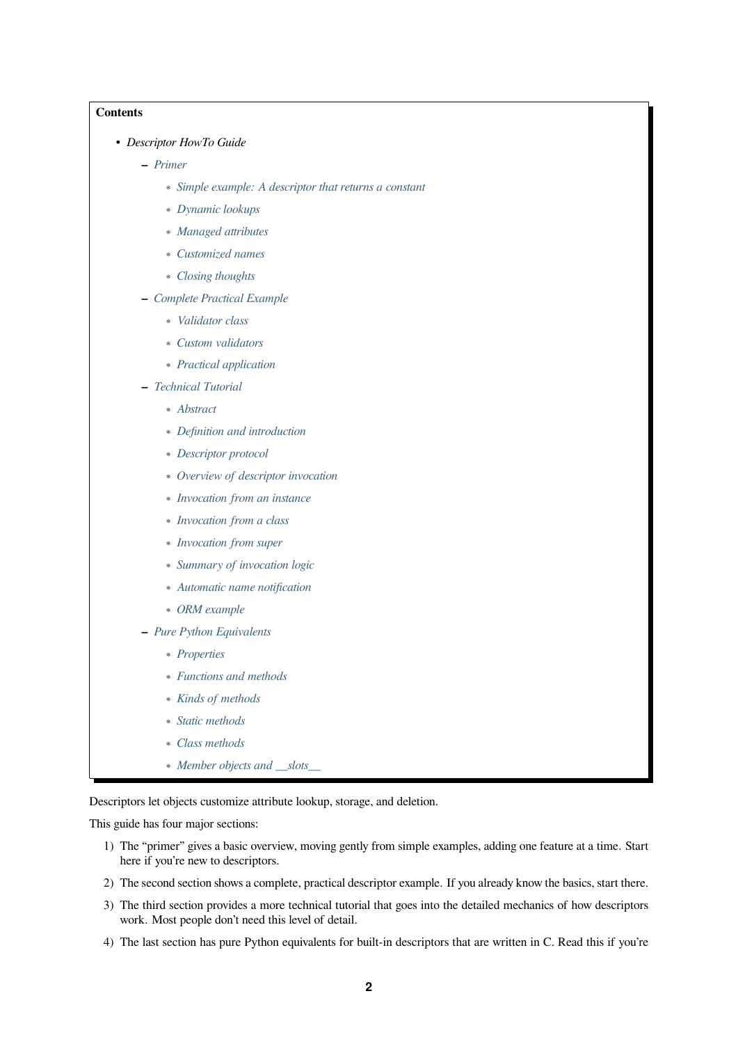**Contents**

- *Descriptor HowTo Guide*
  - *Primer*
    - *Simple example: A descriptor that returns a constant*
    - *Dynamic lookups*
    - *Managed attributes*
    - *Customized names*
    - *Closing thoughts*
  - *Complete Practical Example*
    - *Validator class*
    - *Custom validators*
    - *Practical application*
  - *Technical Tutorial*
    - *Abstract*
    - *Definition and introduction*
    - *Descriptor protocol*
    - *Overview of descriptor invocation*
    - *Invocation from an instance*
    - *Invocation from a class*
    - *Invocation from super*
    - *Summary of invocation logic*
    - *Automatic name notification*
    - *ORM example*
  - *Pure Python Equivalents*
    - *Properties*
    - *Functions and methods*
    - *Kinds of methods*
    - *Static methods*
    - *Class methods*
    - *Member objects and __slots__*

Descriptors let objects customize attribute lookup, storage, and deletion.

This guide has four major sections:

1) The "primer" gives a basic overview, moving gently from simple examples, adding one feature at a time. Start here if you're new to descriptors.
2) The second section shows a complete, practical descriptor example. If you already know the basics, start there.
3) The third section provides a more technical tutorial that goes into the detailed mechanics of how descriptors work. Most people don't need this level of detail.
4) The last section has pure Python equivalents for built-in descriptors that are written in C. Read this if you're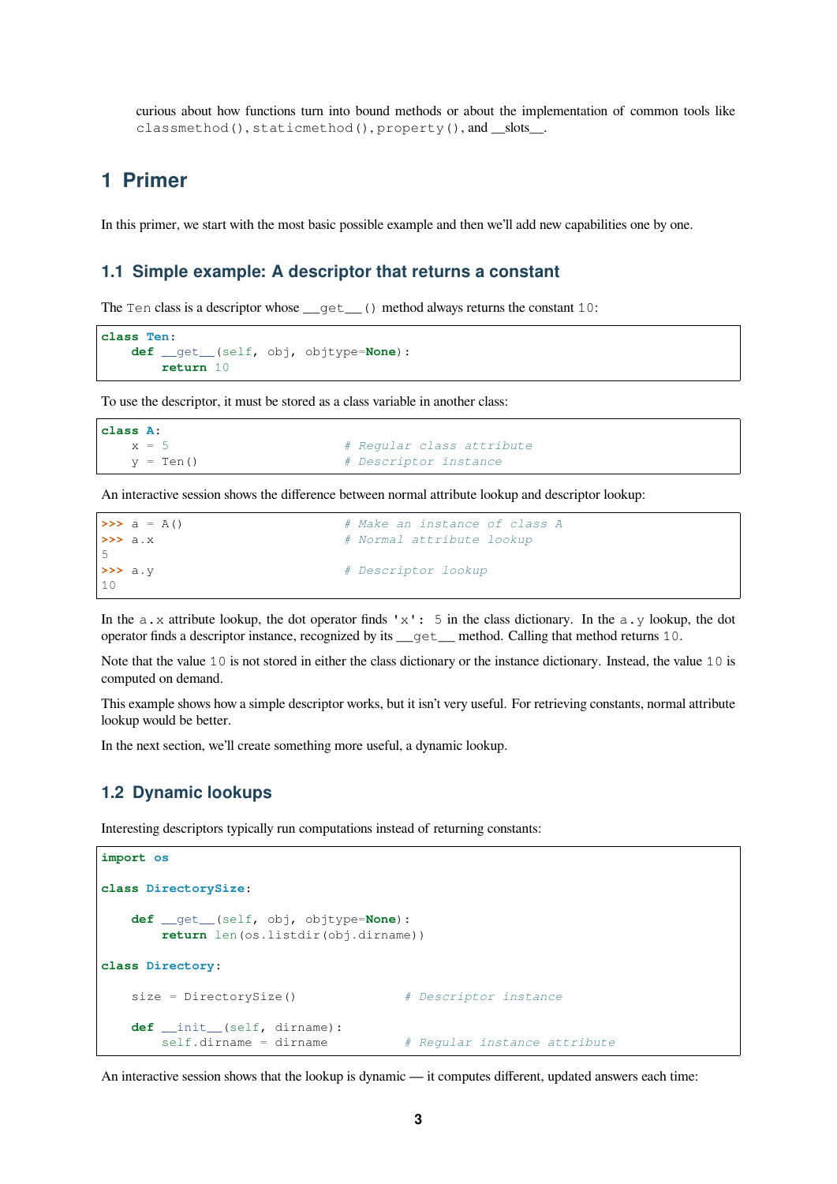curious about how functions turn into bound methods or about the implementation of common tools like `classmethod()`, `staticmethod()`, `property()`, and __slots__.

# 1 Primer

In this primer, we start with the most basic possible example and then we'll add new capabilities one by one.

## 1.1 Simple example: A descriptor that returns a constant

The `Ten` class is a descriptor whose `__get__()` method always returns the constant `10`:

```
class Ten:
    def __get__(self, obj, objtype=None):
        return 10
```

To use the descriptor, it must be stored as a class variable in another class:

```
class A:
    x = 5                       # Regular class attribute
    y = Ten()                   # Descriptor instance
```

An interactive session shows the difference between normal attribute lookup and descriptor lookup:

```
>>> a = A()                     # Make an instance of class A
>>> a.x                         # Normal attribute lookup
5
>>> a.y                         # Descriptor lookup
10
```

In the `a.x` attribute lookup, the dot operator finds `'x': 5` in the class dictionary. In the `a.y` lookup, the dot operator finds a descriptor instance, recognized by its `__get__` method. Calling that method returns `10`.

Note that the value `10` is not stored in either the class dictionary or the instance dictionary. Instead, the value `10` is computed on demand.

This example shows how a simple descriptor works, but it isn't very useful. For retrieving constants, normal attribute lookup would be better.

In the next section, we'll create something more useful, a dynamic lookup.

## 1.2 Dynamic lookups

Interesting descriptors typically run computations instead of returning constants:

```
import os

class DirectorySize:

    def __get__(self, obj, objtype=None):
        return len(os.listdir(obj.dirname))

class Directory:

    size = DirectorySize()              # Descriptor instance

    def __init__(self, dirname):
        self.dirname = dirname          # Regular instance attribute
```

An interactive session shows that the lookup is dynamic — it computes different, updated answers each time: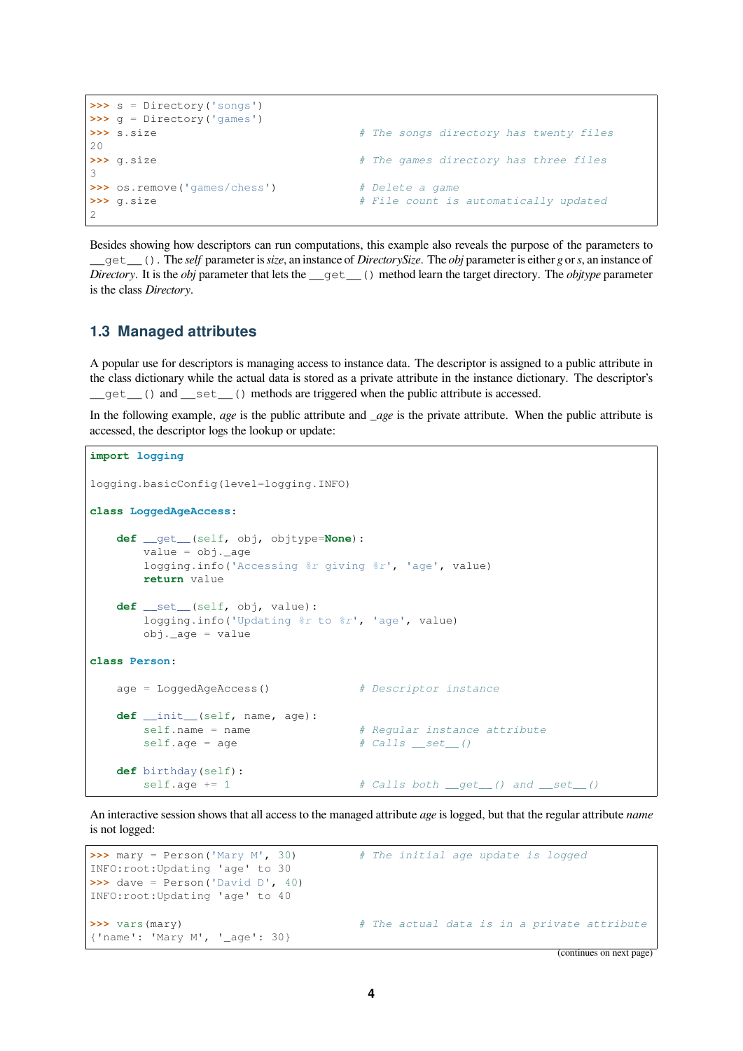```
>>> s = Directory('songs')
>>> g = Directory('games')
>>> s.size                              # The songs directory has twenty files
20
>>> g.size                              # The games directory has three files
3
>>> os.remove('games/chess')            # Delete a game
>>> g.size                              # File count is automatically updated
2
```

Besides showing how descriptors can run computations, this example also reveals the purpose of the parameters to `__get__()`. The *self* parameter is *size*, an instance of *DirectorySize*. The *obj* parameter is either *g* or *s*, an instance of *Directory*. It is the *obj* parameter that lets the `__get__()` method learn the target directory. The *objtype* parameter is the class *Directory*.

## 1.3 Managed attributes

A popular use for descriptors is managing access to instance data. The descriptor is assigned to a public attribute in the class dictionary while the actual data is stored as a private attribute in the instance dictionary. The descriptor's `__get__()` and `__set__()` methods are triggered when the public attribute is accessed.

In the following example, *age* is the public attribute and *_age* is the private attribute. When the public attribute is accessed, the descriptor logs the lookup or update:

```
import logging

logging.basicConfig(level=logging.INFO)

class LoggedAgeAccess:

    def __get__(self, obj, objtype=None):
        value = obj._age
        logging.info('Accessing %r giving %r', 'age', value)
        return value

    def __set__(self, obj, value):
        logging.info('Updating %r to %r', 'age', value)
        obj._age = value

class Person:

    age = LoggedAgeAccess()             # Descriptor instance

    def __init__(self, name, age):
        self.name = name                # Regular instance attribute
        self.age = age                  # Calls __set__()

    def birthday(self):
        self.age += 1                   # Calls both __get__() and __set__()
```

An interactive session shows that all access to the managed attribute *age* is logged, but that the regular attribute *name* is not logged:

```
>>> mary = Person('Mary M', 30)         # The initial age update is logged
INFO:root:Updating 'age' to 30
>>> dave = Person('David D', 40)
INFO:root:Updating 'age' to 40

>>> vars(mary)                          # The actual data is in a private attribute
{'name': 'Mary M', '_age': 30}
```

(continues on next page)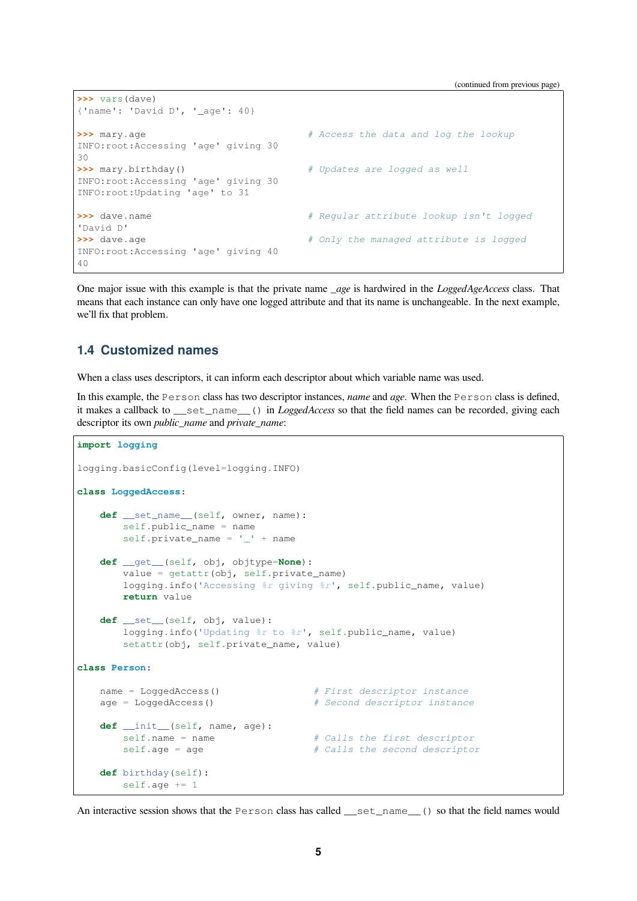(continued from previous page)

```
>>> vars(dave)
{'name': 'David D', '_age': 40}

>>> mary.age                        # Access the data and log the lookup
INFO:root:Accessing 'age' giving 30
30
>>> mary.birthday()                 # Updates are logged as well
INFO:root:Accessing 'age' giving 30
INFO:root:Updating 'age' to 31

>>> dave.name                       # Regular attribute lookup isn't logged
'David D'
>>> dave.age                        # Only the managed attribute is logged
INFO:root:Accessing 'age' giving 40
40
```

One major issue with this example is that the private name *_age* is hardwired in the *LoggedAgeAccess* class. That means that each instance can only have one logged attribute and that its name is unchangeable. In the next example, we'll fix that problem.

## 1.4 Customized names

When a class uses descriptors, it can inform each descriptor about which variable name was used.

In this example, the `Person` class has two descriptor instances, *name* and *age*. When the `Person` class is defined, it makes a callback to `__set_name__()` in *LoggedAccess* so that the field names can be recorded, giving each descriptor its own *public_name* and *private_name*:

```
import logging

logging.basicConfig(level=logging.INFO)

class LoggedAccess:

    def __set_name__(self, owner, name):
        self.public_name = name
        self.private_name = '_' + name

    def __get__(self, obj, objtype=None):
        value = getattr(obj, self.private_name)
        logging.info('Accessing %r giving %r', self.public_name, value)
        return value

    def __set__(self, obj, value):
        logging.info('Updating %r to %r', self.public_name, value)
        setattr(obj, self.private_name, value)

class Person:

    name = LoggedAccess()                # First descriptor instance
    age = LoggedAccess()                 # Second descriptor instance

    def __init__(self, name, age):
        self.name = name                 # Calls the first descriptor
        self.age = age                   # Calls the second descriptor

    def birthday(self):
        self.age += 1
```

An interactive session shows that the `Person` class has called `__set_name__()` so that the field names would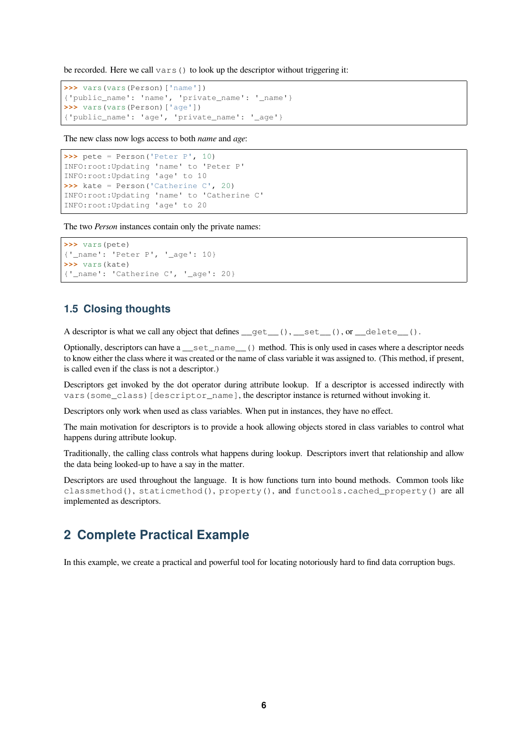be recorded. Here we call `vars()` to look up the descriptor without triggering it:

```
>>> vars(vars(Person)['name'])
{'public_name': 'name', 'private_name': '_name'}
>>> vars(vars(Person)['age'])
{'public_name': 'age', 'private_name': '_age'}
```

The new class now logs access to both *name* and *age*:

```
>>> pete = Person('Peter P', 10)
INFO:root:Updating 'name' to 'Peter P'
INFO:root:Updating 'age' to 10
>>> kate = Person('Catherine C', 20)
INFO:root:Updating 'name' to 'Catherine C'
INFO:root:Updating 'age' to 20
```

The two *Person* instances contain only the private names:

```
>>> vars(pete)
{'_name': 'Peter P', '_age': 10}
>>> vars(kate)
{'_name': 'Catherine C', '_age': 20}
```

### 1.5 Closing thoughts

A descriptor is what we call any object that defines `__get__()`, `__set__()`, or `__delete__()`.

Optionally, descriptors can have a `__set_name__()` method. This is only used in cases where a descriptor needs to know either the class where it was created or the name of class variable it was assigned to. (This method, if present, is called even if the class is not a descriptor.)

Descriptors get invoked by the dot operator during attribute lookup. If a descriptor is accessed indirectly with `vars(some_class)[descriptor_name]`, the descriptor instance is returned without invoking it.

Descriptors only work when used as class variables. When put in instances, they have no effect.

The main motivation for descriptors is to provide a hook allowing objects stored in class variables to control what happens during attribute lookup.

Traditionally, the calling class controls what happens during lookup. Descriptors invert that relationship and allow the data being looked-up to have a say in the matter.

Descriptors are used throughout the language. It is how functions turn into bound methods. Common tools like `classmethod()`, `staticmethod()`, `property()`, and `functools.cached_property()` are all implemented as descriptors.

## 2 Complete Practical Example

In this example, we create a practical and powerful tool for locating notoriously hard to find data corruption bugs.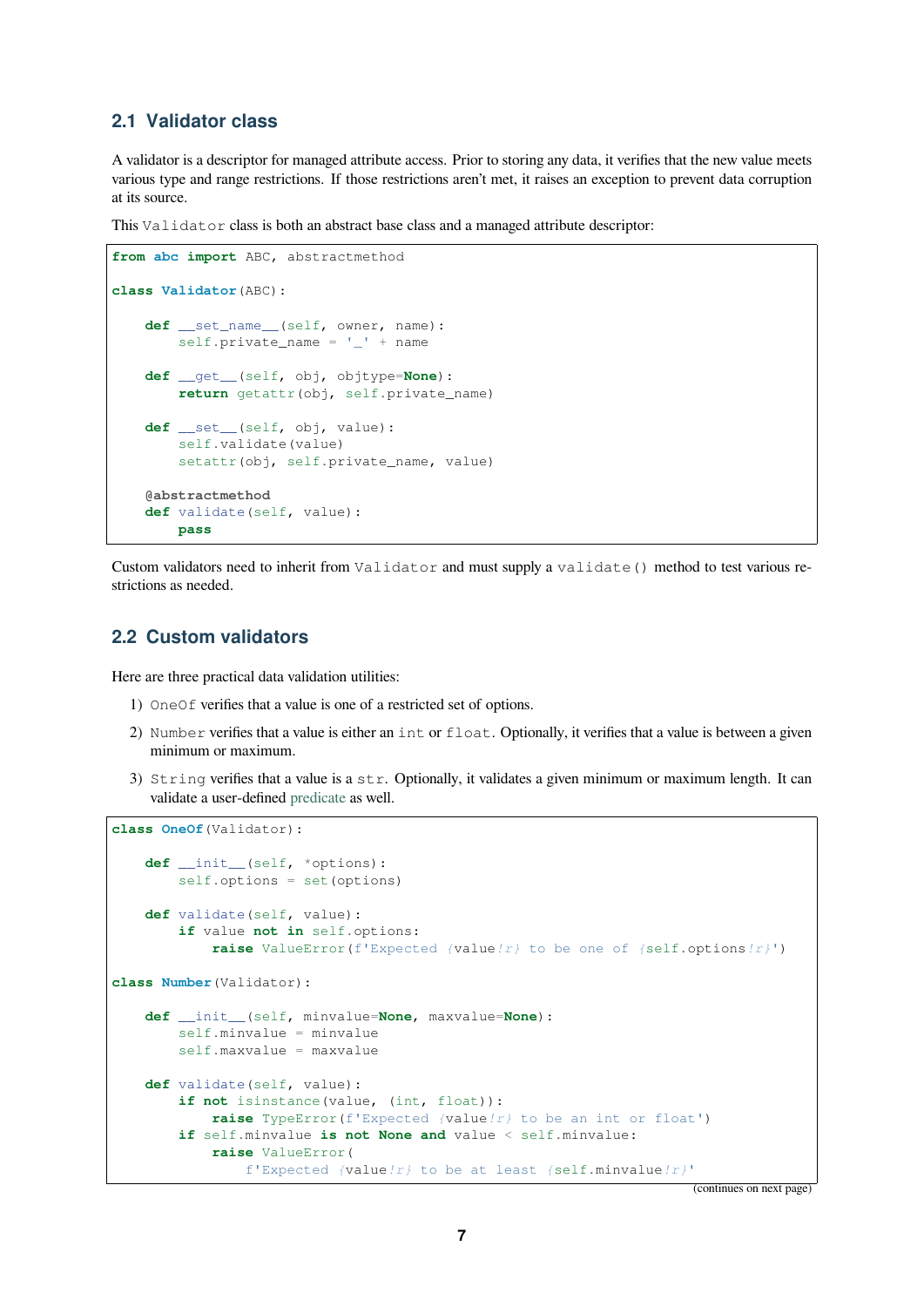## 2.1 Validator class

A validator is a descriptor for managed attribute access. Prior to storing any data, it verifies that the new value meets various type and range restrictions. If those restrictions aren't met, it raises an exception to prevent data corruption at its source.

This `Validator` class is both an abstract base class and a managed attribute descriptor:

```
from abc import ABC, abstractmethod

class Validator(ABC):

    def __set_name__(self, owner, name):
        self.private_name = '_' + name

    def __get__(self, obj, objtype=None):
        return getattr(obj, self.private_name)

    def __set__(self, obj, value):
        self.validate(value)
        setattr(obj, self.private_name, value)

    @abstractmethod
    def validate(self, value):
        pass
```

Custom validators need to inherit from `Validator` and must supply a `validate()` method to test various restrictions as needed.

## 2.2 Custom validators

Here are three practical data validation utilities:

1) `OneOf` verifies that a value is one of a restricted set of options.
2) `Number` verifies that a value is either an `int` or `float`. Optionally, it verifies that a value is between a given minimum or maximum.
3) `String` verifies that a value is a `str`. Optionally, it validates a given minimum or maximum length. It can validate a user-defined predicate as well.

```
class OneOf(Validator):

    def __init__(self, *options):
        self.options = set(options)

    def validate(self, value):
        if value not in self.options:
            raise ValueError(f'Expected {value!r} to be one of {self.options!r}')

class Number(Validator):

    def __init__(self, minvalue=None, maxvalue=None):
        self.minvalue = minvalue
        self.maxvalue = maxvalue

    def validate(self, value):
        if not isinstance(value, (int, float)):
            raise TypeError(f'Expected {value!r} to be an int or float')
        if self.minvalue is not None and value < self.minvalue:
            raise ValueError(
                f'Expected {value!r} to be at least {self.minvalue!r}'
```

(continues on next page)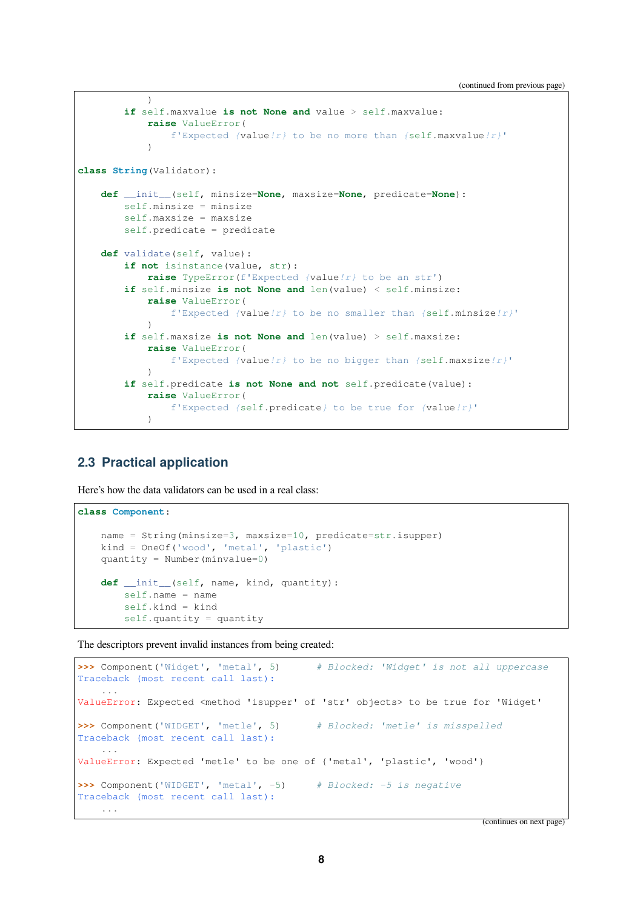```
            )
        if self.maxvalue is not None and value > self.maxvalue:
            raise ValueError(
                f'Expected {value!r} to be no more than {self.maxvalue!r}'
            )

class String(Validator):

    def __init__(self, minsize=None, maxsize=None, predicate=None):
        self.minsize = minsize
        self.maxsize = maxsize
        self.predicate = predicate

    def validate(self, value):
        if not isinstance(value, str):
            raise TypeError(f'Expected {value!r} to be an str')
        if self.minsize is not None and len(value) < self.minsize:
            raise ValueError(
                f'Expected {value!r} to be no smaller than {self.minsize!r}'
            )
        if self.maxsize is not None and len(value) > self.maxsize:
            raise ValueError(
                f'Expected {value!r} to be no bigger than {self.maxsize!r}'
            )
        if self.predicate is not None and not self.predicate(value):
            raise ValueError(
                f'Expected {self.predicate} to be true for {value!r}'
            )
```

### 2.3 Practical application

Here's how the data validators can be used in a real class:

```
class Component:

    name = String(minsize=3, maxsize=10, predicate=str.isupper)
    kind = OneOf('wood', 'metal', 'plastic')
    quantity = Number(minvalue=0)

    def __init__(self, name, kind, quantity):
        self.name = name
        self.kind = kind
        self.quantity = quantity
```

The descriptors prevent invalid instances from being created:

```
>>> Component('Widget', 'metal', 5)      # Blocked: 'Widget' is not all uppercase
Traceback (most recent call last):
    ...
ValueError: Expected <method 'isupper' of 'str' objects> to be true for 'Widget'

>>> Component('WIDGET', 'metle', 5)      # Blocked: 'metle' is misspelled
Traceback (most recent call last):
    ...
ValueError: Expected 'metle' to be one of {'metal', 'plastic', 'wood'}

>>> Component('WIDGET', 'metal', -5)     # Blocked: -5 is negative
Traceback (most recent call last):
    ...
```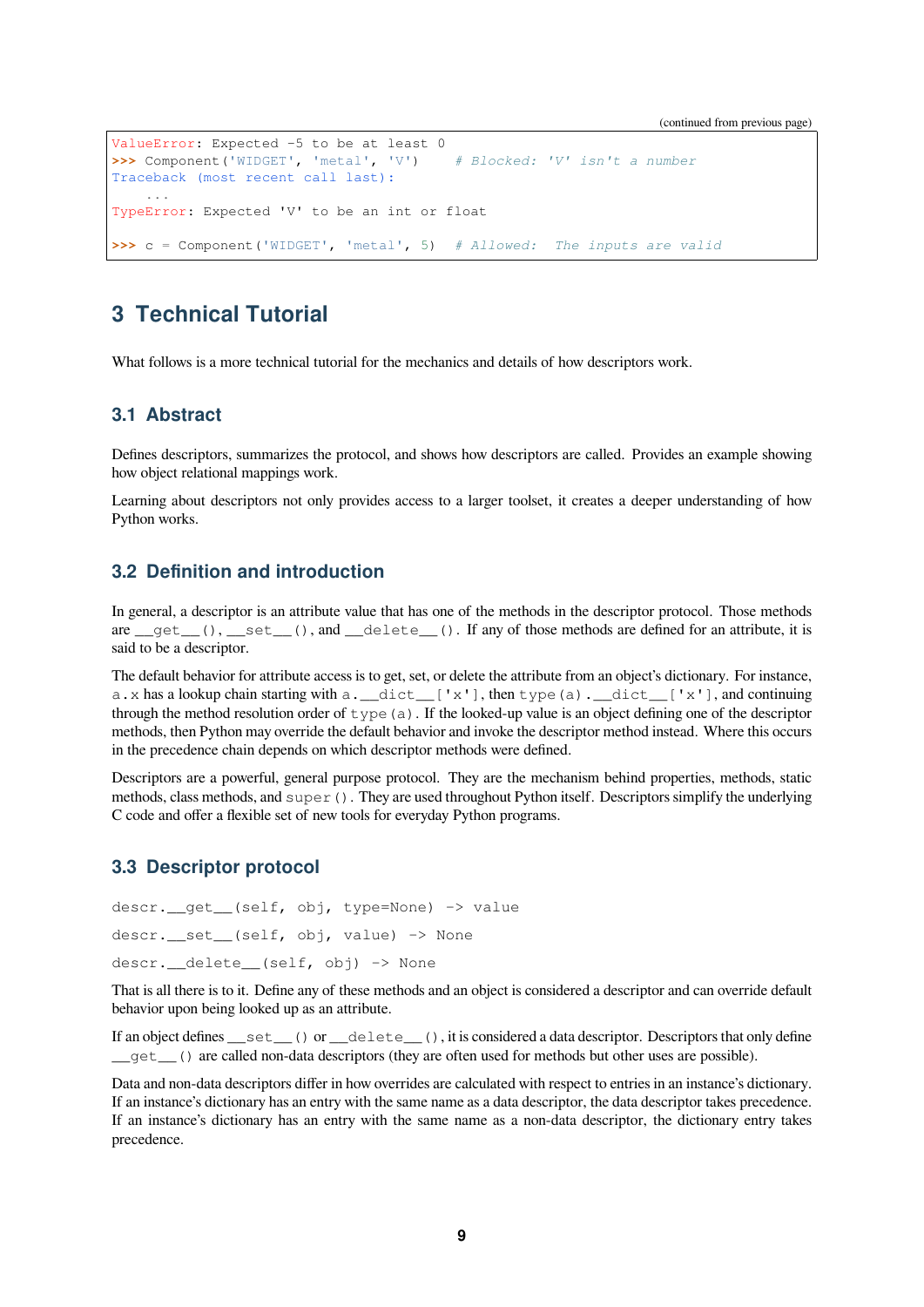```
ValueError: Expected -5 to be at least 0
>>> Component('WIDGET', 'metal', 'V')    # Blocked: 'V' isn't a number
Traceback (most recent call last):
    ...
TypeError: Expected 'V' to be an int or float

>>> c = Component('WIDGET', 'metal', 5)  # Allowed:  The inputs are valid
```

# 3 Technical Tutorial

What follows is a more technical tutorial for the mechanics and details of how descriptors work.

## 3.1 Abstract

Defines descriptors, summarizes the protocol, and shows how descriptors are called. Provides an example showing how object relational mappings work.

Learning about descriptors not only provides access to a larger toolset, it creates a deeper understanding of how Python works.

## 3.2 Definition and introduction

In general, a descriptor is an attribute value that has one of the methods in the descriptor protocol. Those methods are `__get__()`, `__set__()`, and `__delete__()`. If any of those methods are defined for an attribute, it is said to be a descriptor.

The default behavior for attribute access is to get, set, or delete the attribute from an object's dictionary. For instance, `a.x` has a lookup chain starting with `a.__dict__['x']`, then `type(a).__dict__['x']`, and continuing through the method resolution order of `type(a)`. If the looked-up value is an object defining one of the descriptor methods, then Python may override the default behavior and invoke the descriptor method instead. Where this occurs in the precedence chain depends on which descriptor methods were defined.

Descriptors are a powerful, general purpose protocol. They are the mechanism behind properties, methods, static methods, class methods, and `super()`. They are used throughout Python itself. Descriptors simplify the underlying C code and offer a flexible set of new tools for everyday Python programs.

## 3.3 Descriptor protocol

`descr.__get__(self, obj, type=None) -> value`

`descr.__set__(self, obj, value) -> None`

`descr.__delete__(self, obj) -> None`

That is all there is to it. Define any of these methods and an object is considered a descriptor and can override default behavior upon being looked up as an attribute.

If an object defines `__set__()` or `__delete__()`, it is considered a data descriptor. Descriptors that only define `__get__()` are called non-data descriptors (they are often used for methods but other uses are possible).

Data and non-data descriptors differ in how overrides are calculated with respect to entries in an instance's dictionary. If an instance's dictionary has an entry with the same name as a data descriptor, the data descriptor takes precedence. If an instance's dictionary has an entry with the same name as a non-data descriptor, the dictionary entry takes precedence.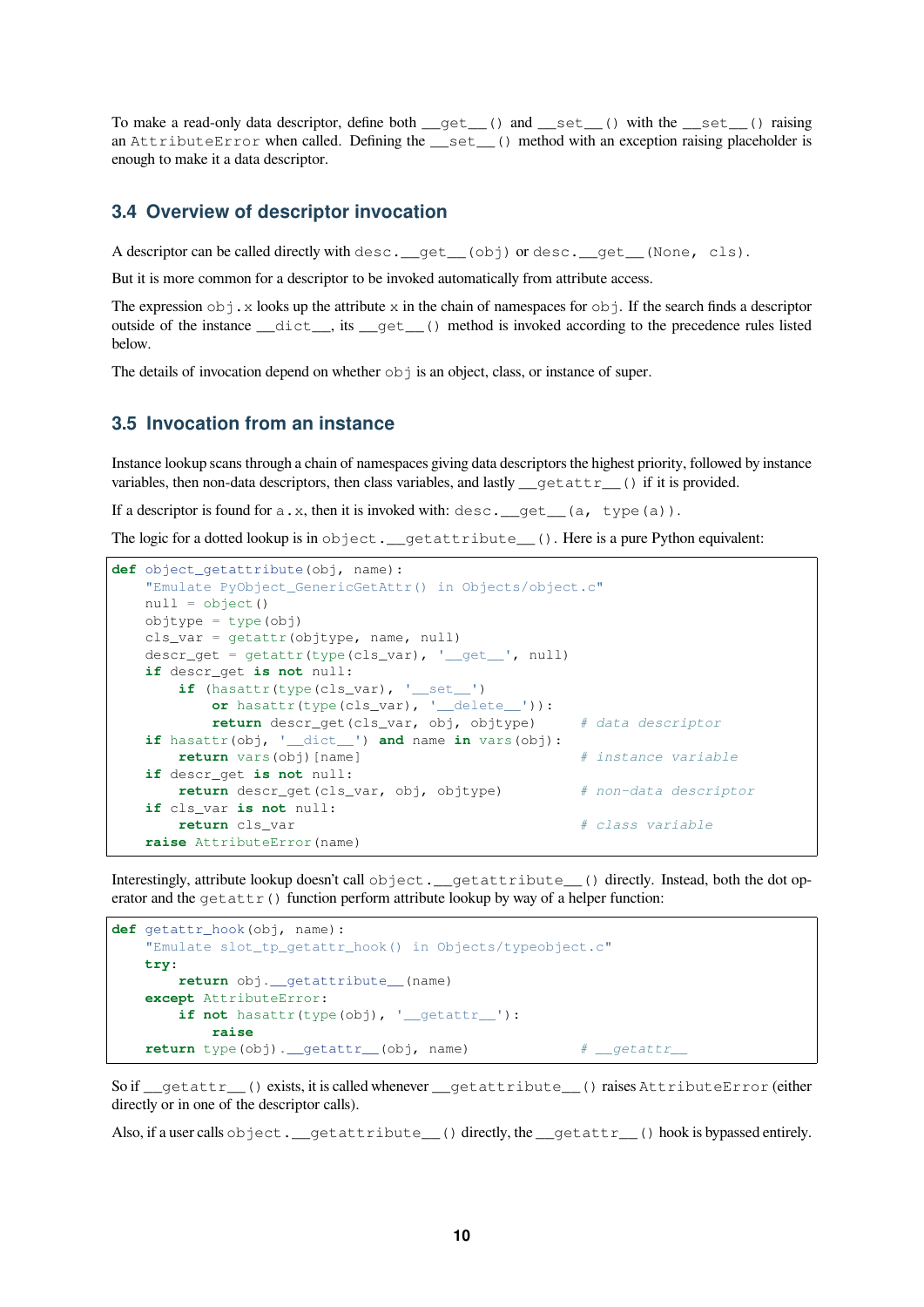To make a read-only data descriptor, define both `__get__()` and `__set__()` with the `__set__()` raising an `AttributeError` when called. Defining the `__set__()` method with an exception raising placeholder is enough to make it a data descriptor.

## 3.4 Overview of descriptor invocation

A descriptor can be called directly with `desc.__get__(obj)` or `desc.__get__(None, cls)`.

But it is more common for a descriptor to be invoked automatically from attribute access.

The expression `obj.x` looks up the attribute `x` in the chain of namespaces for `obj`. If the search finds a descriptor outside of the instance `__dict__`, its `__get__()` method is invoked according to the precedence rules listed below.

The details of invocation depend on whether `obj` is an object, class, or instance of super.

## 3.5 Invocation from an instance

Instance lookup scans through a chain of namespaces giving data descriptors the highest priority, followed by instance variables, then non-data descriptors, then class variables, and lastly `__getattr__()` if it is provided.

If a descriptor is found for `a.x`, then it is invoked with: `desc.__get__(a, type(a))`.

The logic for a dotted lookup is in `object.__getattribute__()`. Here is a pure Python equivalent:

```
def object_getattribute(obj, name):
    "Emulate PyObject_GenericGetAttr() in Objects/object.c"
    null = object()
    objtype = type(obj)
    cls_var = getattr(objtype, name, null)
    descr_get = getattr(type(cls_var), '__get__', null)
    if descr_get is not null:
        if (hasattr(type(cls_var), '__set__')
            or hasattr(type(cls_var), '__delete__')):
            return descr_get(cls_var, obj, objtype)     # data descriptor
    if hasattr(obj, '__dict__') and name in vars(obj):
        return vars(obj)[name]                          # instance variable
    if descr_get is not null:
        return descr_get(cls_var, obj, objtype)         # non-data descriptor
    if cls_var is not null:
        return cls_var                                  # class variable
    raise AttributeError(name)
```

Interestingly, attribute lookup doesn't call `object.__getattribute__()` directly. Instead, both the dot operator and the `getattr()` function perform attribute lookup by way of a helper function:

```
def getattr_hook(obj, name):
    "Emulate slot_tp_getattr_hook() in Objects/typeobject.c"
    try:
        return obj.__getattribute__(name)
    except AttributeError:
        if not hasattr(type(obj), '__getattr__'):
            raise
    return type(obj).__getattr__(obj, name)             # __getattr__
```

So if `__getattr__()` exists, it is called whenever `__getattribute__()` raises `AttributeError` (either directly or in one of the descriptor calls).

Also, if a user calls `object.__getattribute__()` directly, the `__getattr__()` hook is bypassed entirely.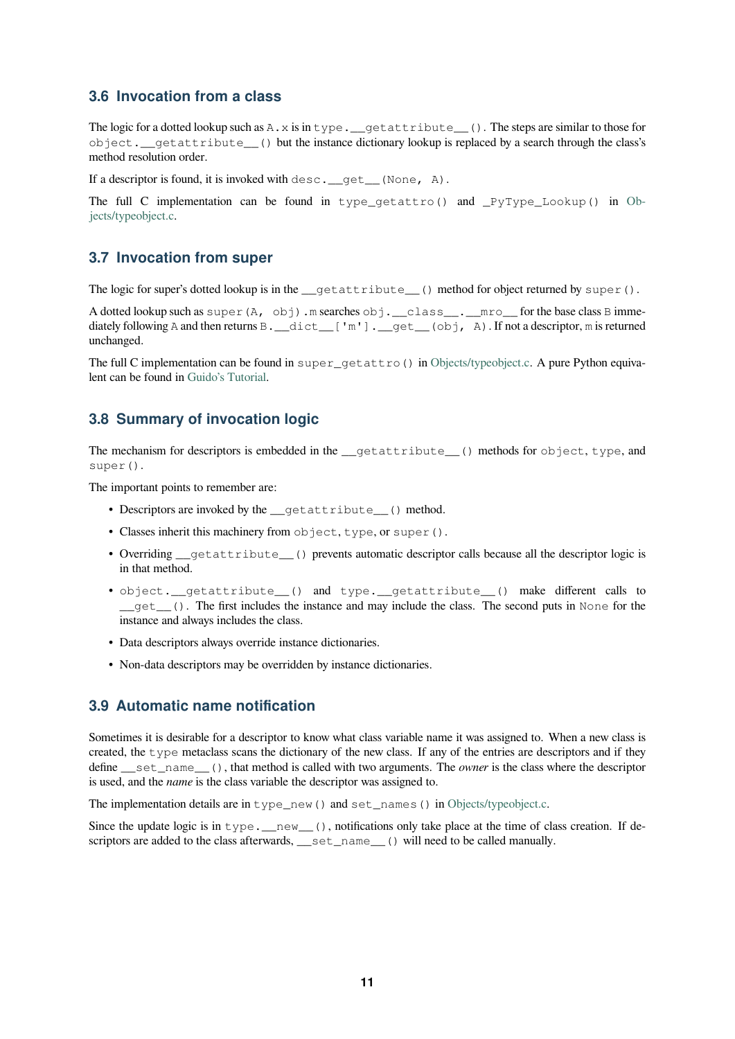### 3.6 Invocation from a class

The logic for a dotted lookup such as `A.x` is in `type.__getattribute__()`. The steps are similar to those for `object.__getattribute__()` but the instance dictionary lookup is replaced by a search through the class's method resolution order.

If a descriptor is found, it is invoked with `desc.__get__(None, A)`.

The full C implementation can be found in `type_getattro()` and `_PyType_Lookup()` in Objects/typeobject.c.

### 3.7 Invocation from super

The logic for super's dotted lookup is in the `__getattribute__()` method for object returned by `super()`.

A dotted lookup such as `super(A, obj).m` searches `obj.__class__.__mro__` for the base class `B` immediately following `A` and then returns `B.__dict__['m'].__get__(obj, A)`. If not a descriptor, `m` is returned unchanged.

The full C implementation can be found in `super_getattro()` in Objects/typeobject.c. A pure Python equivalent can be found in Guido's Tutorial.

### 3.8 Summary of invocation logic

The mechanism for descriptors is embedded in the `__getattribute__()` methods for `object`, `type`, and `super()`.

The important points to remember are:

- Descriptors are invoked by the `__getattribute__()` method.
- Classes inherit this machinery from `object`, `type`, or `super()`.
- Overriding `__getattribute__()` prevents automatic descriptor calls because all the descriptor logic is in that method.
- `object.__getattribute__()` and `type.__getattribute__()` make different calls to `__get__()`. The first includes the instance and may include the class. The second puts in `None` for the instance and always includes the class.
- Data descriptors always override instance dictionaries.
- Non-data descriptors may be overridden by instance dictionaries.

### 3.9 Automatic name notification

Sometimes it is desirable for a descriptor to know what class variable name it was assigned to. When a new class is created, the `type` metaclass scans the dictionary of the new class. If any of the entries are descriptors and if they define `__set_name__()`, that method is called with two arguments. The *owner* is the class where the descriptor is used, and the *name* is the class variable the descriptor was assigned to.

The implementation details are in `type_new()` and `set_names()` in Objects/typeobject.c.

Since the update logic is in `type.__new__()`, notifications only take place at the time of class creation. If descriptors are added to the class afterwards, `__set_name__()` will need to be called manually.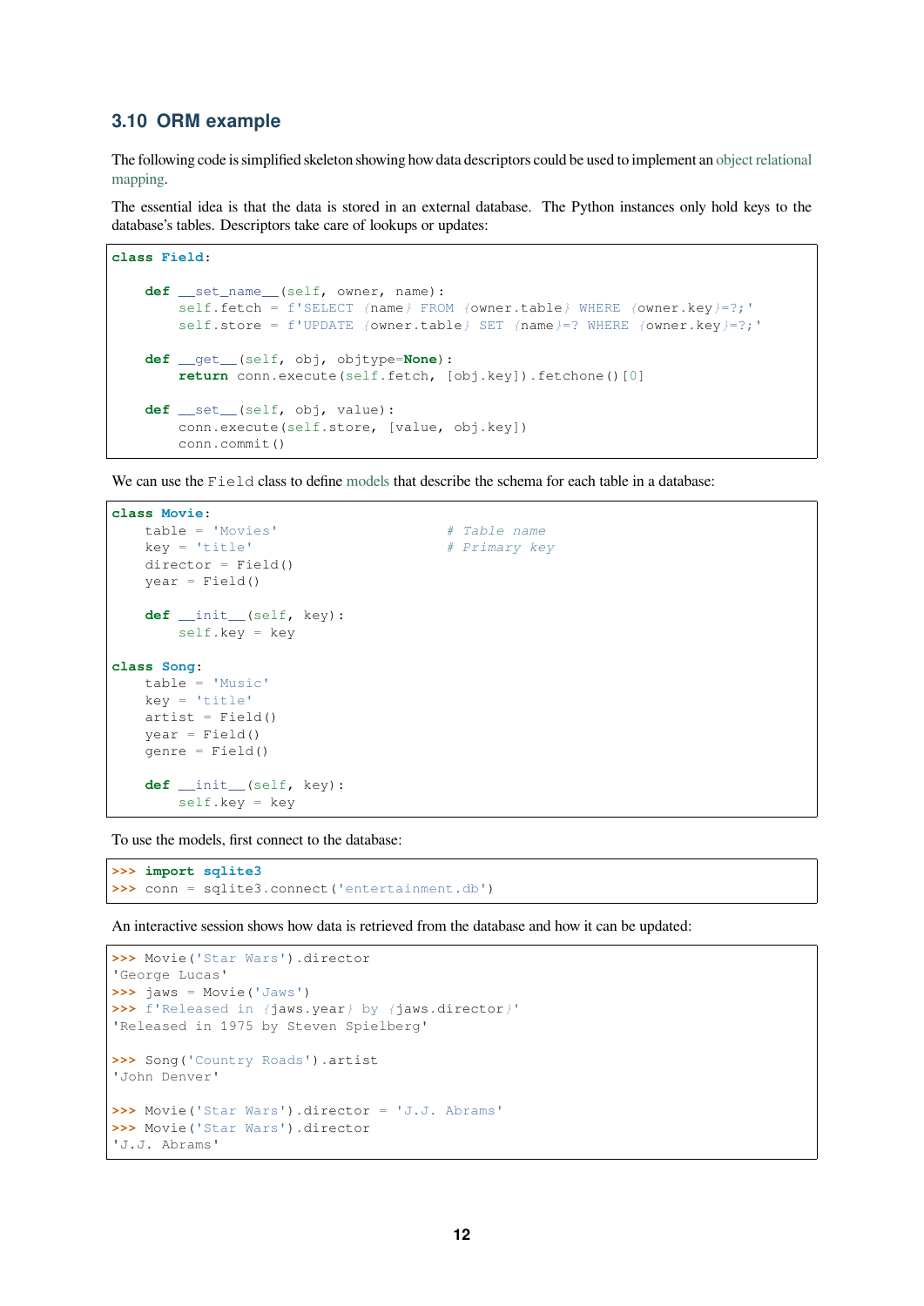### 3.10 ORM example

The following code is simplified skeleton showing how data descriptors could be used to implement an object relational mapping.

The essential idea is that the data is stored in an external database. The Python instances only hold keys to the database's tables. Descriptors take care of lookups or updates:

```
class Field:

    def __set_name__(self, owner, name):
        self.fetch = f'SELECT {name} FROM {owner.table} WHERE {owner.key}=?;'
        self.store = f'UPDATE {owner.table} SET {name}=? WHERE {owner.key}=?;'

    def __get__(self, obj, objtype=None):
        return conn.execute(self.fetch, [obj.key]).fetchone()[0]

    def __set__(self, obj, value):
        conn.execute(self.store, [value, obj.key])
        conn.commit()
```

We can use the `Field` class to define models that describe the schema for each table in a database:

```
class Movie:
    table = 'Movies'                    # Table name
    key = 'title'                       # Primary key
    director = Field()
    year = Field()

    def __init__(self, key):
        self.key = key

class Song:
    table = 'Music'
    key = 'title'
    artist = Field()
    year = Field()
    genre = Field()

    def __init__(self, key):
        self.key = key
```

To use the models, first connect to the database:

```
>>> import sqlite3
>>> conn = sqlite3.connect('entertainment.db')
```

An interactive session shows how data is retrieved from the database and how it can be updated:

```
>>> Movie('Star Wars').director
'George Lucas'
>>> jaws = Movie('Jaws')
>>> f'Released in {jaws.year} by {jaws.director}'
'Released in 1975 by Steven Spielberg'

>>> Song('Country Roads').artist
'John Denver'

>>> Movie('Star Wars').director = 'J.J. Abrams'
>>> Movie('Star Wars').director
'J.J. Abrams'
```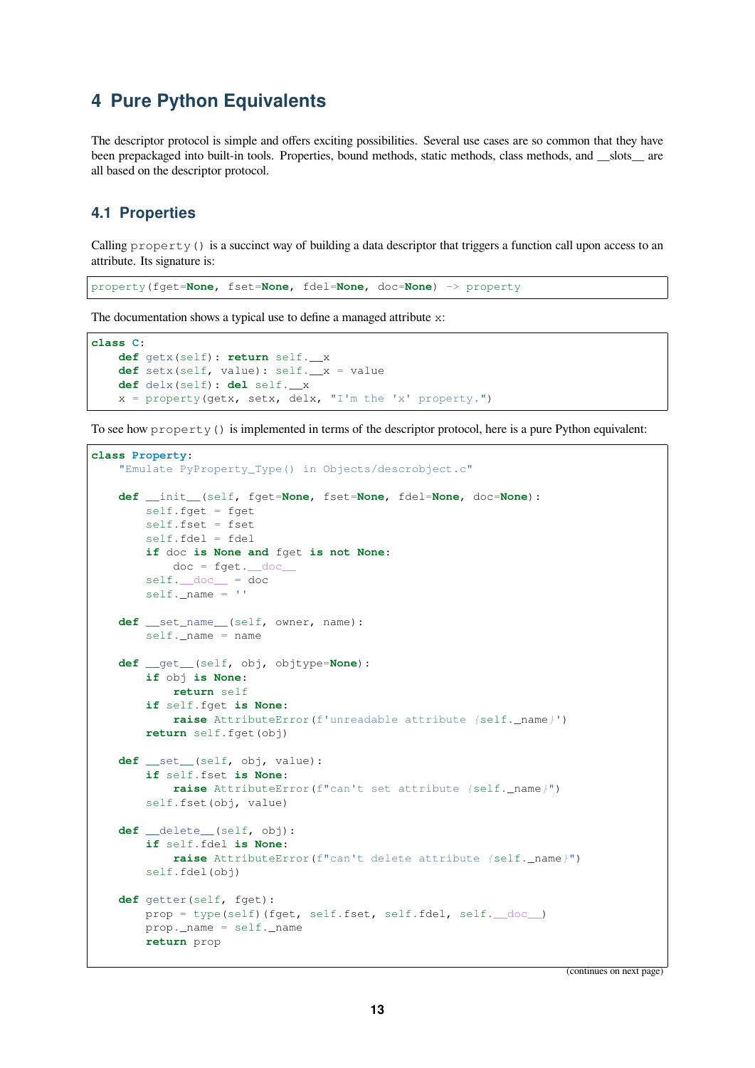# 4 Pure Python Equivalents

The descriptor protocol is simple and offers exciting possibilities. Several use cases are so common that they have been prepackaged into built-in tools. Properties, bound methods, static methods, class methods, and __slots__ are all based on the descriptor protocol.

## 4.1 Properties

Calling `property()` is a succinct way of building a data descriptor that triggers a function call upon access to an attribute. Its signature is:

```
property(fget=None, fset=None, fdel=None, doc=None) -> property
```

The documentation shows a typical use to define a managed attribute `x`:

```
class C:
    def getx(self): return self.__x
    def setx(self, value): self.__x = value
    def delx(self): del self.__x
    x = property(getx, setx, delx, "I'm the 'x' property.")
```

To see how `property()` is implemented in terms of the descriptor protocol, here is a pure Python equivalent:

```
class Property:
    "Emulate PyProperty_Type() in Objects/descrobject.c"

    def __init__(self, fget=None, fset=None, fdel=None, doc=None):
        self.fget = fget
        self.fset = fset
        self.fdel = fdel
        if doc is None and fget is not None:
            doc = fget.__doc__
        self.__doc__ = doc
        self._name = ''

    def __set_name__(self, owner, name):
        self._name = name

    def __get__(self, obj, objtype=None):
        if obj is None:
            return self
        if self.fget is None:
            raise AttributeError(f'unreadable attribute {self._name}')
        return self.fget(obj)

    def __set__(self, obj, value):
        if self.fset is None:
            raise AttributeError(f"can't set attribute {self._name}")
        self.fset(obj, value)

    def __delete__(self, obj):
        if self.fdel is None:
            raise AttributeError(f"can't delete attribute {self._name}")
        self.fdel(obj)

    def getter(self, fget):
        prop = type(self)(fget, self.fset, self.fdel, self.__doc__)
        prop._name = self._name
        return prop
```

(continues on next page)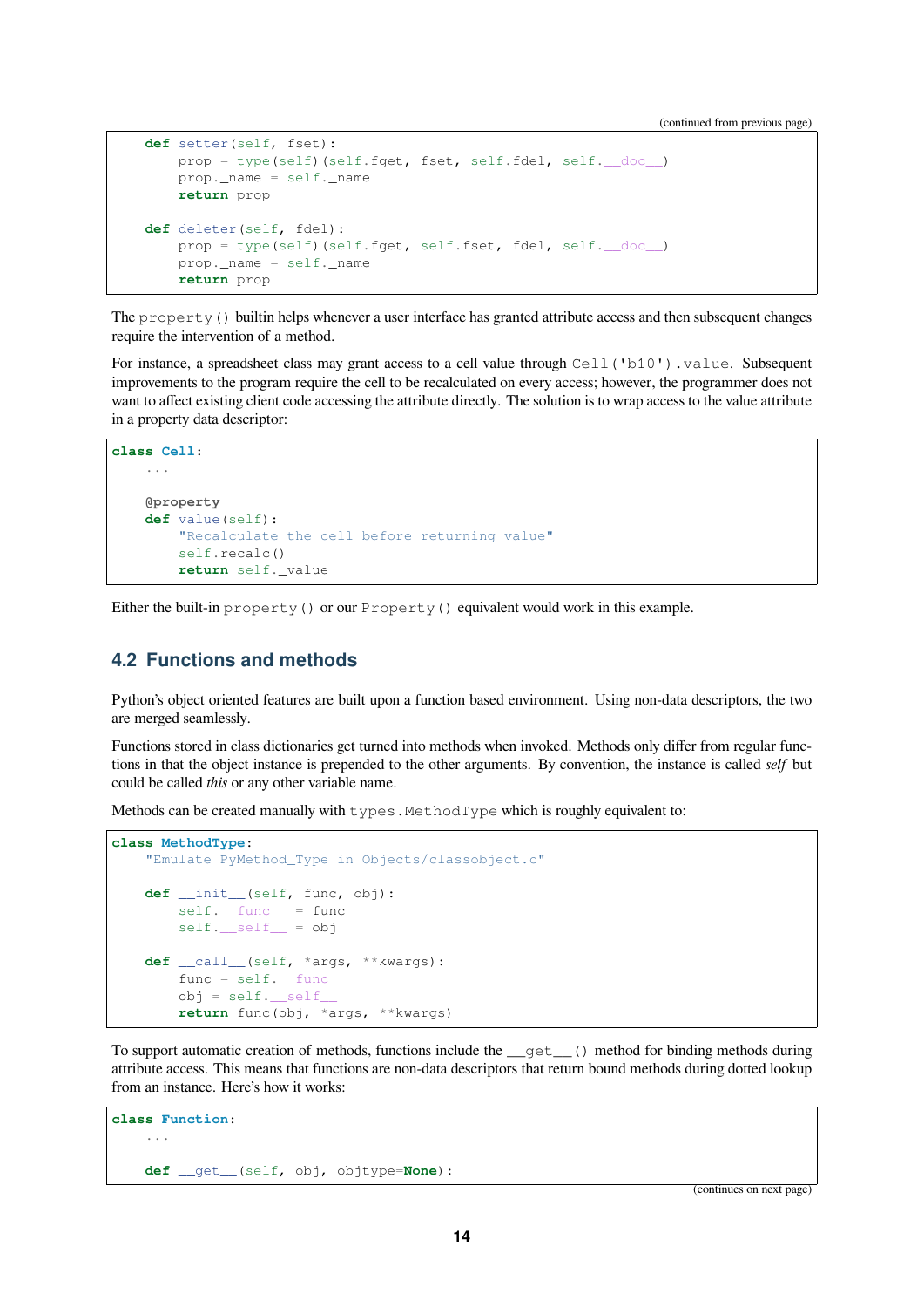```
    def setter(self, fset):
        prop = type(self)(self.fget, fset, self.fdel, self.__doc__)
        prop._name = self._name
        return prop

    def deleter(self, fdel):
        prop = type(self)(self.fget, self.fset, fdel, self.__doc__)
        prop._name = self._name
        return prop
```

The `property()` builtin helps whenever a user interface has granted attribute access and then subsequent changes require the intervention of a method.

For instance, a spreadsheet class may grant access to a cell value through `Cell('b10').value`. Subsequent improvements to the program require the cell to be recalculated on every access; however, the programmer does not want to affect existing client code accessing the attribute directly. The solution is to wrap access to the value attribute in a property data descriptor:

```
class Cell:
    ...

    @property
    def value(self):
        "Recalculate the cell before returning value"
        self.recalc()
        return self._value
```

Either the built-in `property()` or our `Property()` equivalent would work in this example.

## 4.2 Functions and methods

Python's object oriented features are built upon a function based environment. Using non-data descriptors, the two are merged seamlessly.

Functions stored in class dictionaries get turned into methods when invoked. Methods only differ from regular functions in that the object instance is prepended to the other arguments. By convention, the instance is called *self* but could be called *this* or any other variable name.

Methods can be created manually with `types.MethodType` which is roughly equivalent to:

```
class MethodType:
    "Emulate PyMethod_Type in Objects/classobject.c"

    def __init__(self, func, obj):
        self.__func__ = func
        self.__self__ = obj

    def __call__(self, *args, **kwargs):
        func = self.__func__
        obj = self.__self__
        return func(obj, *args, **kwargs)
```

To support automatic creation of methods, functions include the `__get__()` method for binding methods during attribute access. This means that functions are non-data descriptors that return bound methods during dotted lookup from an instance. Here's how it works:

```
class Function:
    ...

    def __get__(self, obj, objtype=None):
```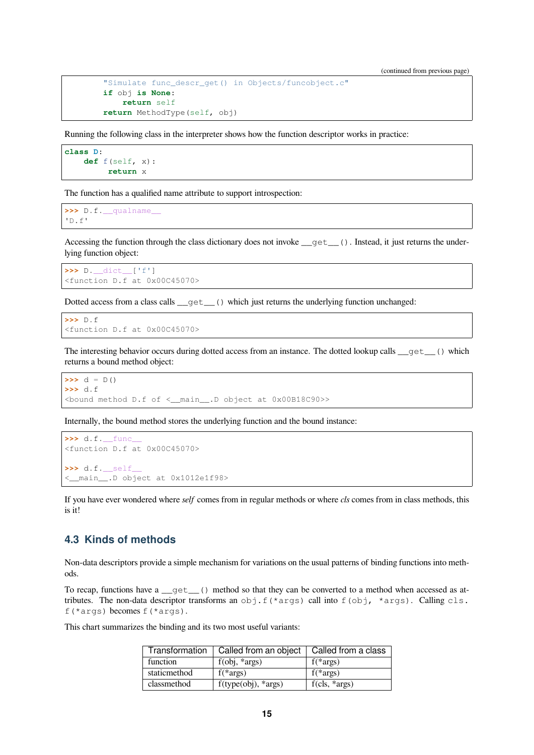(continued from previous page)

```
        "Simulate func_descr_get() in Objects/funcobject.c"
        if obj is None:
            return self
        return MethodType(self, obj)
```

Running the following class in the interpreter shows how the function descriptor works in practice:

```
class D:
    def f(self, x):
         return x
```

The function has a qualified name attribute to support introspection:

```
>>> D.f.__qualname__
'D.f'
```

Accessing the function through the class dictionary does not invoke `__get__()`. Instead, it just returns the underlying function object:

```
>>> D.__dict__['f']
<function D.f at 0x00C45070>
```

Dotted access from a class calls `__get__()` which just returns the underlying function unchanged:

```
>>> D.f
<function D.f at 0x00C45070>
```

The interesting behavior occurs during dotted access from an instance. The dotted lookup calls `__get__()` which returns a bound method object:

```
>>> d = D()
>>> d.f
<bound method D.f of <__main__.D object at 0x00B18C90>>
```

Internally, the bound method stores the underlying function and the bound instance:

```
>>> d.f.__func__
<function D.f at 0x00C45070>

>>> d.f.__self__
<__main__.D object at 0x1012e1f98>
```

If you have ever wondered where *self* comes from in regular methods or where *cls* comes from in class methods, this is it!

## 4.3 Kinds of methods

Non-data descriptors provide a simple mechanism for variations on the usual patterns of binding functions into methods.

To recap, functions have a `__get__()` method so that they can be converted to a method when accessed as attributes. The non-data descriptor transforms an `obj.f(*args)` call into `f(obj, *args)`. Calling `cls.f(*args)` becomes `f(*args)`.

This chart summarizes the binding and its two most useful variants:

| Transformation | Called from an object | Called from a class |
|---|---|---|
| function | f(obj, *args) | f(*args) |
| staticmethod | f(*args) | f(*args) |
| classmethod | f(type(obj), *args) | f(cls, *args) |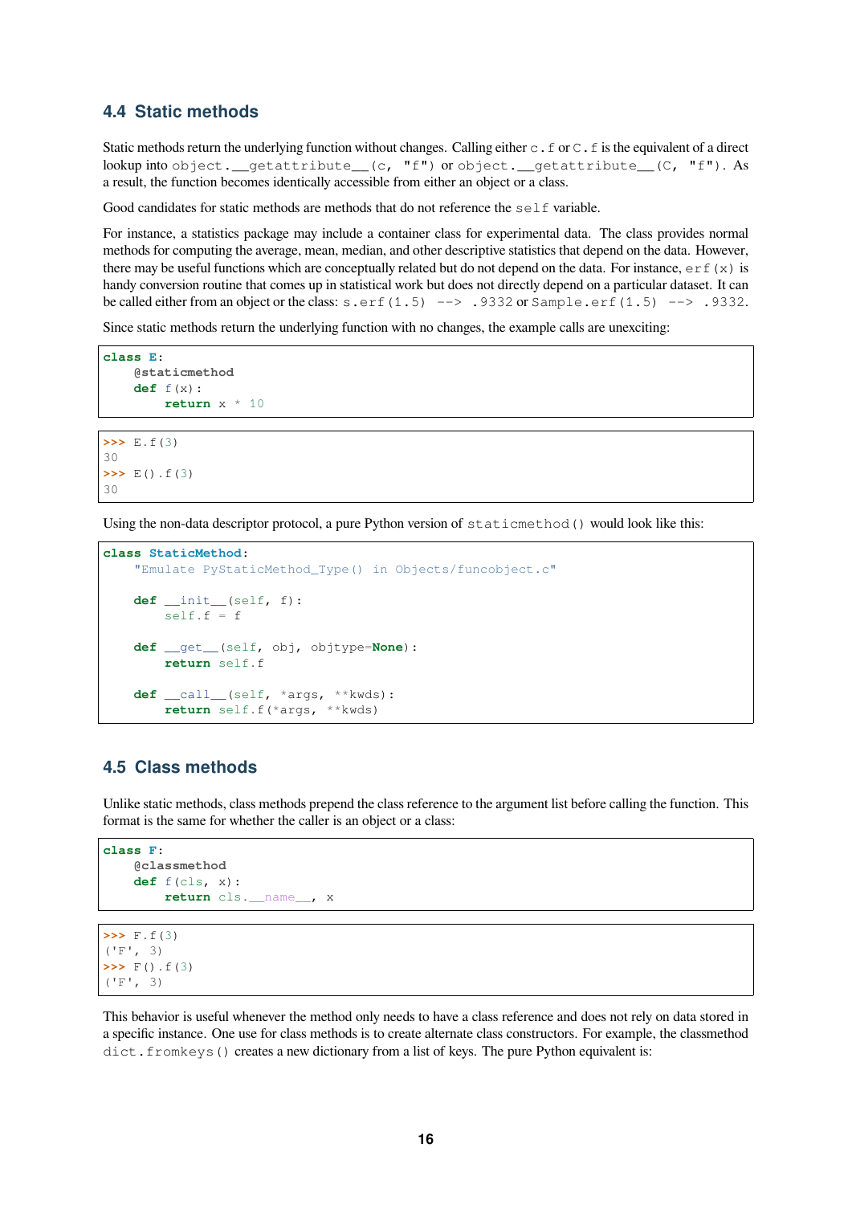## 4.4 Static methods

Static methods return the underlying function without changes. Calling either `c.f` or `C.f` is the equivalent of a direct lookup into `object.__getattribute__(c, "f")` or `object.__getattribute__(C, "f")`. As a result, the function becomes identically accessible from either an object or a class.

Good candidates for static methods are methods that do not reference the `self` variable.

For instance, a statistics package may include a container class for experimental data. The class provides normal methods for computing the average, mean, median, and other descriptive statistics that depend on the data. However, there may be useful functions which are conceptually related but do not depend on the data. For instance, `erf(x)` is handy conversion routine that comes up in statistical work but does not directly depend on a particular dataset. It can be called either from an object or the class: `s.erf(1.5) --> .9332` or `Sample.erf(1.5) --> .9332`.

Since static methods return the underlying function with no changes, the example calls are unexciting:

```
class E:
    @staticmethod
    def f(x):
        return x * 10
```

```
>>> E.f(3)
30
>>> E().f(3)
30
```

Using the non-data descriptor protocol, a pure Python version of `staticmethod()` would look like this:

```
class StaticMethod:
    "Emulate PyStaticMethod_Type() in Objects/funcobject.c"

    def __init__(self, f):
        self.f = f

    def __get__(self, obj, objtype=None):
        return self.f

    def __call__(self, *args, **kwds):
        return self.f(*args, **kwds)
```

## 4.5 Class methods

Unlike static methods, class methods prepend the class reference to the argument list before calling the function. This format is the same for whether the caller is an object or a class:

```
class F:
    @classmethod
    def f(cls, x):
        return cls.__name__, x
```

```
>>> F.f(3)
('F', 3)
>>> F().f(3)
('F', 3)
```

This behavior is useful whenever the method only needs to have a class reference and does not rely on data stored in a specific instance. One use for class methods is to create alternate class constructors. For example, the classmethod `dict.fromkeys()` creates a new dictionary from a list of keys. The pure Python equivalent is: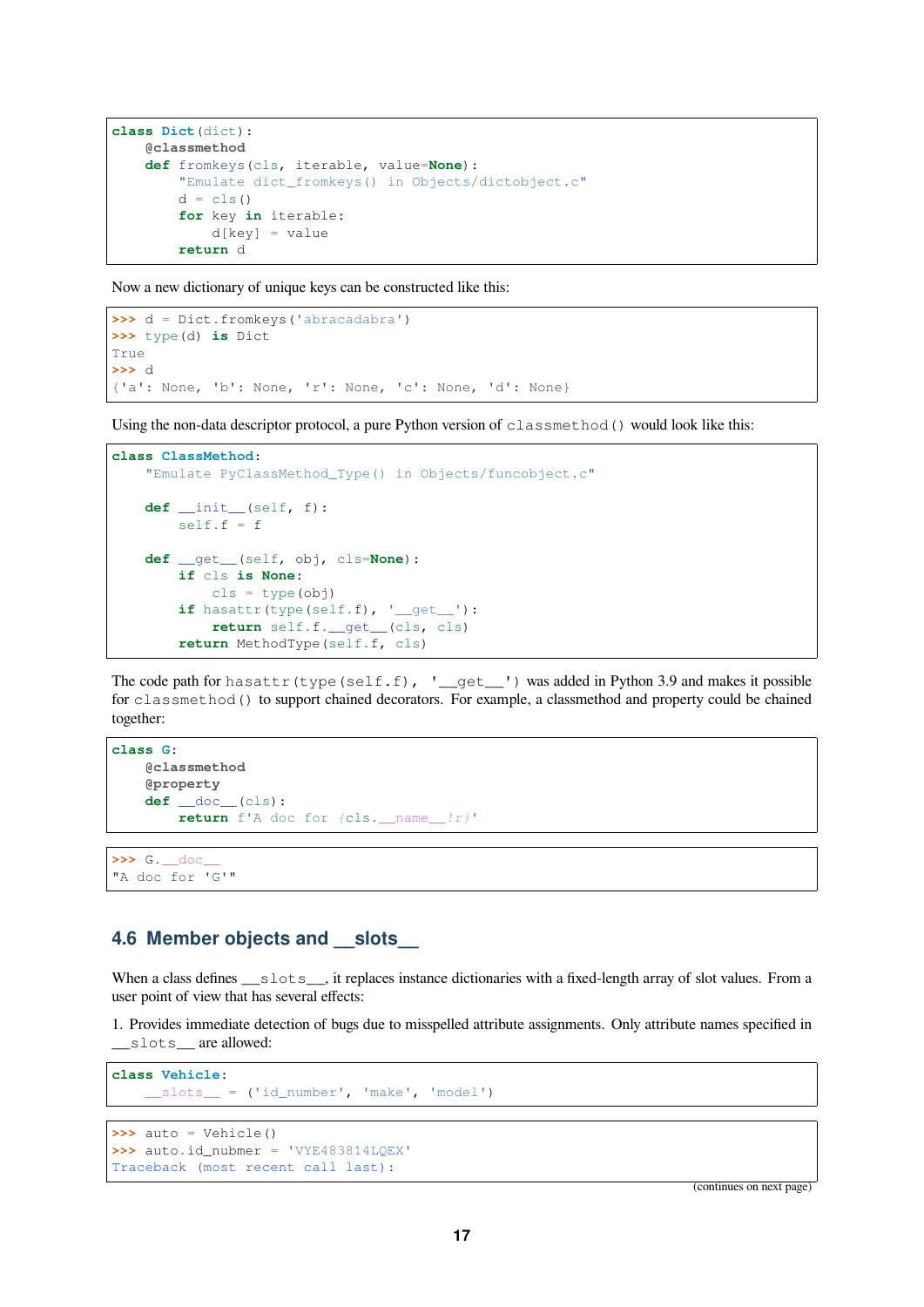```python
class Dict(dict):
    @classmethod
    def fromkeys(cls, iterable, value=None):
        "Emulate dict_fromkeys() in Objects/dictobject.c"
        d = cls()
        for key in iterable:
            d[key] = value
        return d
```

Now a new dictionary of unique keys can be constructed like this:

```python
>>> d = Dict.fromkeys('abracadabra')
>>> type(d) is Dict
True
>>> d
{'a': None, 'b': None, 'r': None, 'c': None, 'd': None}
```

Using the non-data descriptor protocol, a pure Python version of `classmethod()` would look like this:

```python
class ClassMethod:
    "Emulate PyClassMethod_Type() in Objects/funcobject.c"

    def __init__(self, f):
        self.f = f

    def __get__(self, obj, cls=None):
        if cls is None:
            cls = type(obj)
        if hasattr(type(self.f), '__get__'):
            return self.f.__get__(cls, cls)
        return MethodType(self.f, cls)
```

The code path for `hasattr(type(self.f), '__get__')` was added in Python 3.9 and makes it possible for `classmethod()` to support chained decorators. For example, a classmethod and property could be chained together:

```python
class G:
    @classmethod
    @property
    def __doc__(cls):
        return f'A doc for {cls.__name__!r}'
```

```python
>>> G.__doc__
"A doc for 'G'"
```

## 4.6 Member objects and __slots__

When a class defines `__slots__`, it replaces instance dictionaries with a fixed-length array of slot values. From a user point of view that has several effects:

1. Provides immediate detection of bugs due to misspelled attribute assignments. Only attribute names specified in `__slots__` are allowed:

```python
class Vehicle:
    __slots__ = ('id_number', 'make', 'model')
```

```python
>>> auto = Vehicle()
>>> auto.id_nubmer = 'VYE483814LQEX'
Traceback (most recent call last):
```

(continues on next page)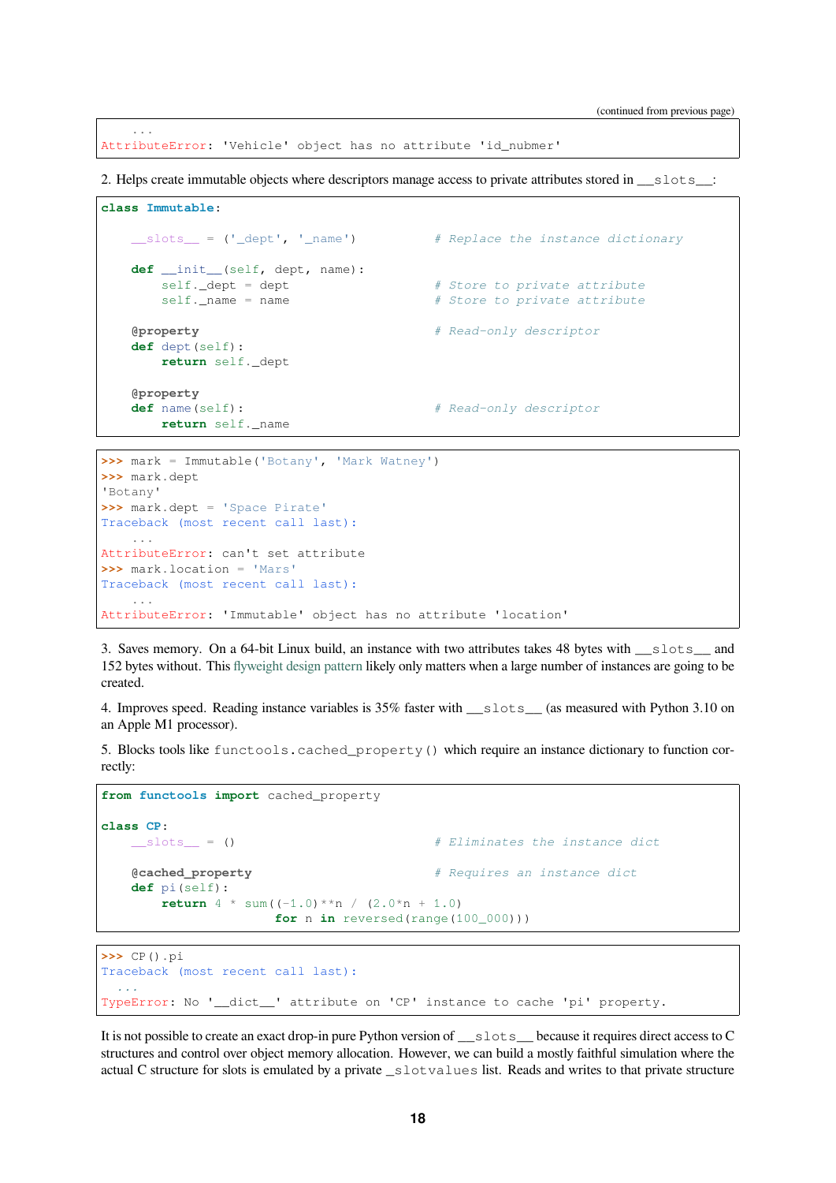(continued from previous page)

```
    ...
AttributeError: 'Vehicle' object has no attribute 'id_nubmer'
```

2. Helps create immutable objects where descriptors manage access to private attributes stored in `__slots__`:

```
class Immutable:

    __slots__ = ('_dept', '_name')          # Replace the instance dictionary

    def __init__(self, dept, name):
        self._dept = dept                   # Store to private attribute
        self._name = name                   # Store to private attribute

    @property                               # Read-only descriptor
    def dept(self):
        return self._dept

    @property
    def name(self):                         # Read-only descriptor
        return self._name
```

```
>>> mark = Immutable('Botany', 'Mark Watney')
>>> mark.dept
'Botany'
>>> mark.dept = 'Space Pirate'
Traceback (most recent call last):
    ...
AttributeError: can't set attribute
>>> mark.location = 'Mars'
Traceback (most recent call last):
    ...
AttributeError: 'Immutable' object has no attribute 'location'
```

3. Saves memory. On a 64-bit Linux build, an instance with two attributes takes 48 bytes with `__slots__` and 152 bytes without. This flyweight design pattern likely only matters when a large number of instances are going to be created.

4. Improves speed. Reading instance variables is 35% faster with `__slots__` (as measured with Python 3.10 on an Apple M1 processor).

5. Blocks tools like `functools.cached_property()` which require an instance dictionary to function correctly:

```
from functools import cached_property

class CP:
    __slots__ = ()                          # Eliminates the instance dict

    @cached_property                        # Requires an instance dict
    def pi(self):
        return 4 * sum((-1.0)**n / (2.0*n + 1.0)
                       for n in reversed(range(100_000)))
```

```
>>> CP().pi
Traceback (most recent call last):
  ...
TypeError: No '__dict__' attribute on 'CP' instance to cache 'pi' property.
```

It is not possible to create an exact drop-in pure Python version of `__slots__` because it requires direct access to C structures and control over object memory allocation. However, we can build a mostly faithful simulation where the actual C structure for slots is emulated by a private `_slotvalues` list. Reads and writes to that private structure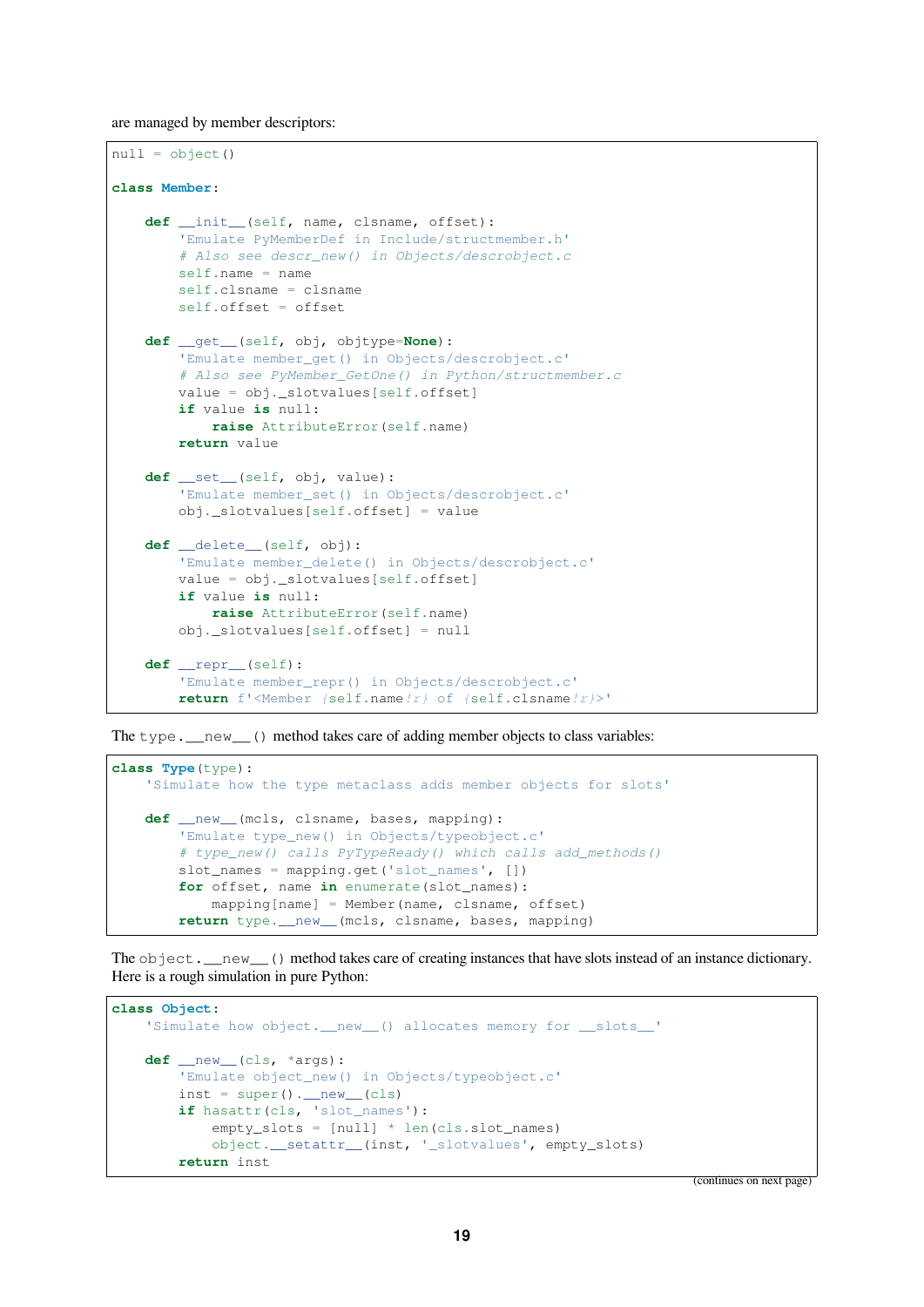are managed by member descriptors:

```
null = object()

class Member:

    def __init__(self, name, clsname, offset):
        'Emulate PyMemberDef in Include/structmember.h'
        # Also see descr_new() in Objects/descrobject.c
        self.name = name
        self.clsname = clsname
        self.offset = offset

    def __get__(self, obj, objtype=None):
        'Emulate member_get() in Objects/descrobject.c'
        # Also see PyMember_GetOne() in Python/structmember.c
        value = obj._slotvalues[self.offset]
        if value is null:
            raise AttributeError(self.name)
        return value

    def __set__(self, obj, value):
        'Emulate member_set() in Objects/descrobject.c'
        obj._slotvalues[self.offset] = value

    def __delete__(self, obj):
        'Emulate member_delete() in Objects/descrobject.c'
        value = obj._slotvalues[self.offset]
        if value is null:
            raise AttributeError(self.name)
        obj._slotvalues[self.offset] = null

    def __repr__(self):
        'Emulate member_repr() in Objects/descrobject.c'
        return f'<Member {self.name!r} of {self.clsname!r}>'
```

The `type.__new__()` method takes care of adding member objects to class variables:

```
class Type(type):
    'Simulate how the type metaclass adds member objects for slots'

    def __new__(mcls, clsname, bases, mapping):
        'Emulate type_new() in Objects/typeobject.c'
        # type_new() calls PyTypeReady() which calls add_methods()
        slot_names = mapping.get('slot_names', [])
        for offset, name in enumerate(slot_names):
            mapping[name] = Member(name, clsname, offset)
        return type.__new__(mcls, clsname, bases, mapping)
```

The `object.__new__()` method takes care of creating instances that have slots instead of an instance dictionary. Here is a rough simulation in pure Python:

```
class Object:
    'Simulate how object.__new__() allocates memory for __slots__'

    def __new__(cls, *args):
        'Emulate object_new() in Objects/typeobject.c'
        inst = super().__new__(cls)
        if hasattr(cls, 'slot_names'):
            empty_slots = [null] * len(cls.slot_names)
            object.__setattr__(inst, '_slotvalues', empty_slots)
        return inst
```

(continues on next page)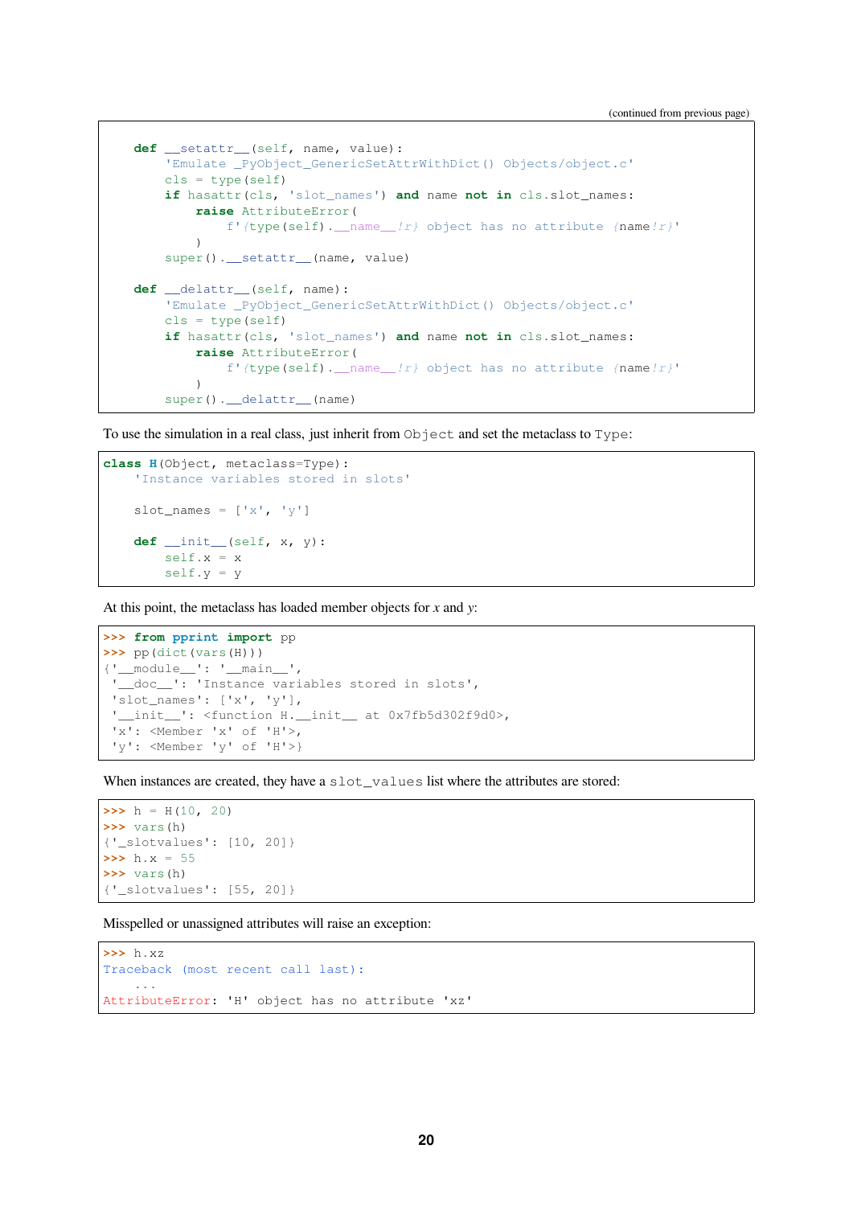```
    def __setattr__(self, name, value):
        'Emulate _PyObject_GenericSetAttrWithDict() Objects/object.c'
        cls = type(self)
        if hasattr(cls, 'slot_names') and name not in cls.slot_names:
            raise AttributeError(
                f'{type(self).__name__!r} object has no attribute {name!r}'
            )
        super().__setattr__(name, value)

    def __delattr__(self, name):
        'Emulate _PyObject_GenericSetAttrWithDict() Objects/object.c'
        cls = type(self)
        if hasattr(cls, 'slot_names') and name not in cls.slot_names:
            raise AttributeError(
                f'{type(self).__name__!r} object has no attribute {name!r}'
            )
        super().__delattr__(name)
```

To use the simulation in a real class, just inherit from `Object` and set the metaclass to `Type`:

```
class H(Object, metaclass=Type):
    'Instance variables stored in slots'

    slot_names = ['x', 'y']

    def __init__(self, x, y):
        self.x = x
        self.y = y
```

At this point, the metaclass has loaded member objects for *x* and *y*:

```
>>> from pprint import pp
>>> pp(dict(vars(H)))
{'__module__': '__main__',
 '__doc__': 'Instance variables stored in slots',
 'slot_names': ['x', 'y'],
 '__init__': <function H.__init__ at 0x7fb5d302f9d0>,
 'x': <Member 'x' of 'H'>,
 'y': <Member 'y' of 'H'>}
```

When instances are created, they have a `slot_values` list where the attributes are stored:

```
>>> h = H(10, 20)
>>> vars(h)
{'_slotvalues': [10, 20]}
>>> h.x = 55
>>> vars(h)
{'_slotvalues': [55, 20]}
```

Misspelled or unassigned attributes will raise an exception:

```
>>> h.xz
Traceback (most recent call last):
    ...
AttributeError: 'H' object has no attribute 'xz'
```